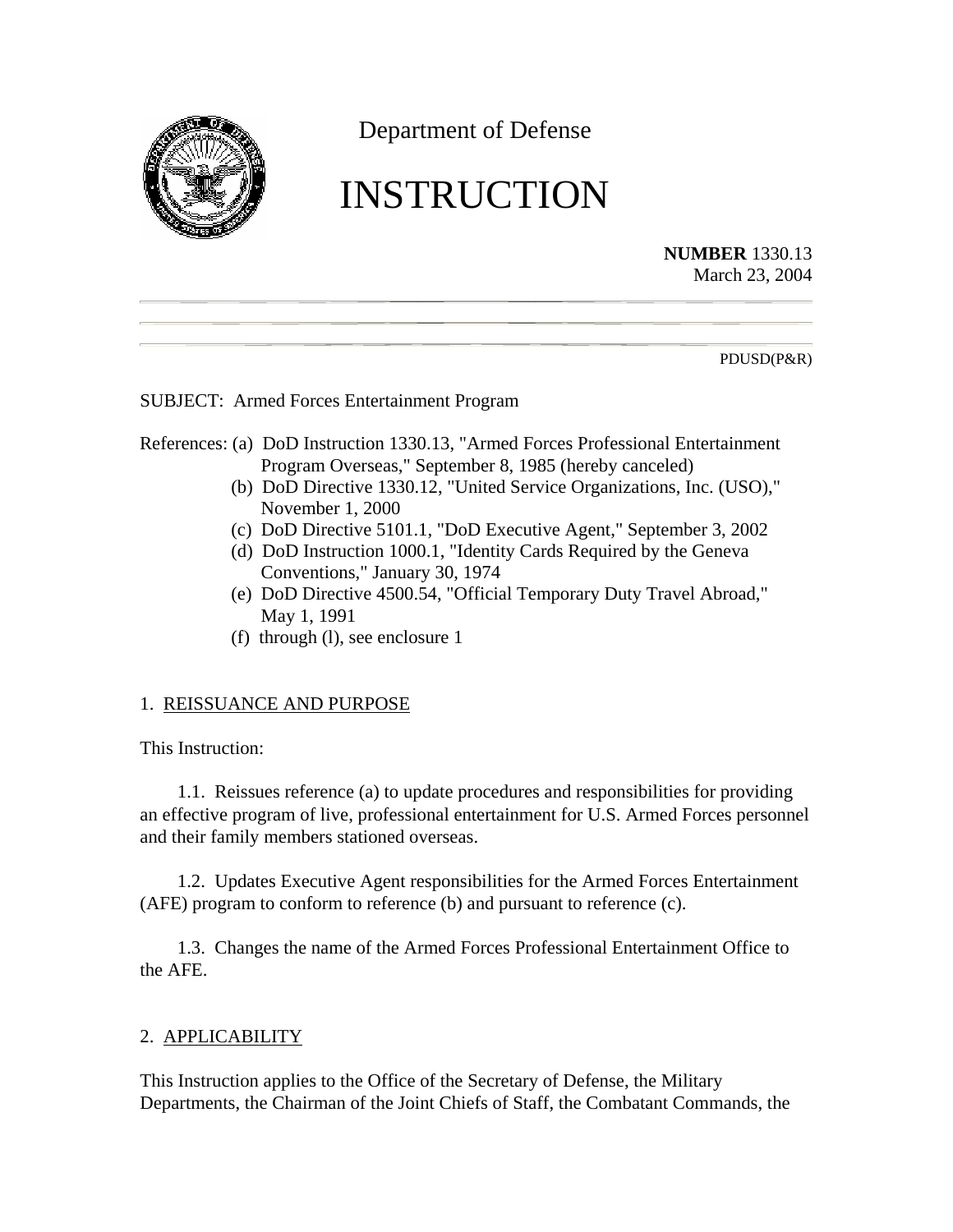Department of Defense

# INSTRUCTION

**NUMBER** 1330.13
March 23, 2004

PDUSD(P&R)

SUBJECT: Armed Forces Entertainment Program

References: (a) DoD Instruction 1330.13, "Armed Forces Professional Entertainment Program Overseas," September 8, 1985 (hereby canceled)
(b) DoD Directive 1330.12, "United Service Organizations, Inc. (USO)," November 1, 2000
(c) DoD Directive 5101.1, "DoD Executive Agent," September 3, 2002
(d) DoD Instruction 1000.1, "Identity Cards Required by the Geneva Conventions," January 30, 1974
(e) DoD Directive 4500.54, "Official Temporary Duty Travel Abroad," May 1, 1991
(f) through (l), see enclosure 1

## 1. REISSUANCE AND PURPOSE

This Instruction:

1.1. Reissues reference (a) to update procedures and responsibilities for providing an effective program of live, professional entertainment for U.S. Armed Forces personnel and their family members stationed overseas.

1.2. Updates Executive Agent responsibilities for the Armed Forces Entertainment (AFE) program to conform to reference (b) and pursuant to reference (c).

1.3. Changes the name of the Armed Forces Professional Entertainment Office to the AFE.

## 2. APPLICABILITY

This Instruction applies to the Office of the Secretary of Defense, the Military Departments, the Chairman of the Joint Chiefs of Staff, the Combatant Commands, the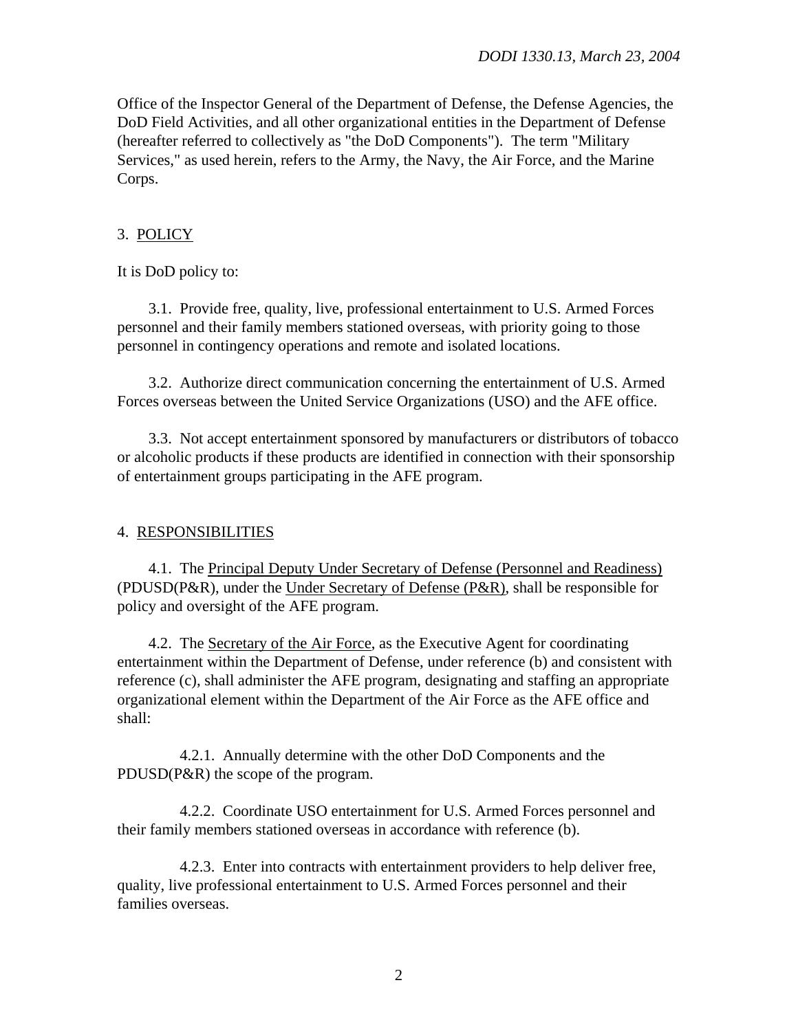Office of the Inspector General of the Department of Defense, the Defense Agencies, the DoD Field Activities, and all other organizational entities in the Department of Defense (hereafter referred to collectively as "the DoD Components"). The term "Military Services," as used herein, refers to the Army, the Navy, the Air Force, and the Marine Corps.

## 3. POLICY

It is DoD policy to:

3.1. Provide free, quality, live, professional entertainment to U.S. Armed Forces personnel and their family members stationed overseas, with priority going to those personnel in contingency operations and remote and isolated locations.

3.2. Authorize direct communication concerning the entertainment of U.S. Armed Forces overseas between the United Service Organizations (USO) and the AFE office.

3.3. Not accept entertainment sponsored by manufacturers or distributors of tobacco or alcoholic products if these products are identified in connection with their sponsorship of entertainment groups participating in the AFE program.

## 4. RESPONSIBILITIES

4.1. The Principal Deputy Under Secretary of Defense (Personnel and Readiness) (PDUSD(P&R), under the Under Secretary of Defense (P&R), shall be responsible for policy and oversight of the AFE program.

4.2. The Secretary of the Air Force, as the Executive Agent for coordinating entertainment within the Department of Defense, under reference (b) and consistent with reference (c), shall administer the AFE program, designating and staffing an appropriate organizational element within the Department of the Air Force as the AFE office and shall:

4.2.1. Annually determine with the other DoD Components and the PDUSD(P&R) the scope of the program.

4.2.2. Coordinate USO entertainment for U.S. Armed Forces personnel and their family members stationed overseas in accordance with reference (b).

4.2.3. Enter into contracts with entertainment providers to help deliver free, quality, live professional entertainment to U.S. Armed Forces personnel and their families overseas.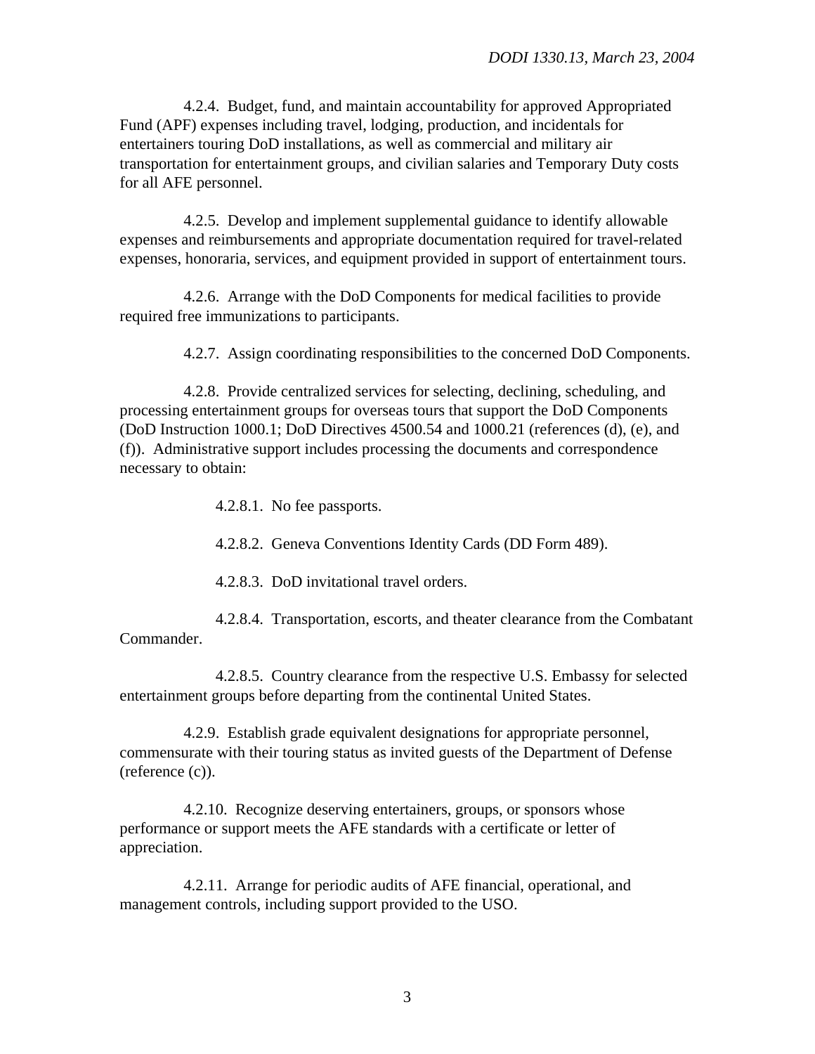4.2.4. Budget, fund, and maintain accountability for approved Appropriated Fund (APF) expenses including travel, lodging, production, and incidentals for entertainers touring DoD installations, as well as commercial and military air transportation for entertainment groups, and civilian salaries and Temporary Duty costs for all AFE personnel.

4.2.5. Develop and implement supplemental guidance to identify allowable expenses and reimbursements and appropriate documentation required for travel-related expenses, honoraria, services, and equipment provided in support of entertainment tours.

4.2.6. Arrange with the DoD Components for medical facilities to provide required free immunizations to participants.

4.2.7. Assign coordinating responsibilities to the concerned DoD Components.

4.2.8. Provide centralized services for selecting, declining, scheduling, and processing entertainment groups for overseas tours that support the DoD Components (DoD Instruction 1000.1; DoD Directives 4500.54 and 1000.21 (references (d), (e), and (f)). Administrative support includes processing the documents and correspondence necessary to obtain:

4.2.8.1. No fee passports.

4.2.8.2. Geneva Conventions Identity Cards (DD Form 489).

4.2.8.3. DoD invitational travel orders.

4.2.8.4. Transportation, escorts, and theater clearance from the Combatant Commander.

4.2.8.5. Country clearance from the respective U.S. Embassy for selected entertainment groups before departing from the continental United States.

4.2.9. Establish grade equivalent designations for appropriate personnel, commensurate with their touring status as invited guests of the Department of Defense (reference (c)).

4.2.10. Recognize deserving entertainers, groups, or sponsors whose performance or support meets the AFE standards with a certificate or letter of appreciation.

4.2.11. Arrange for periodic audits of AFE financial, operational, and management controls, including support provided to the USO.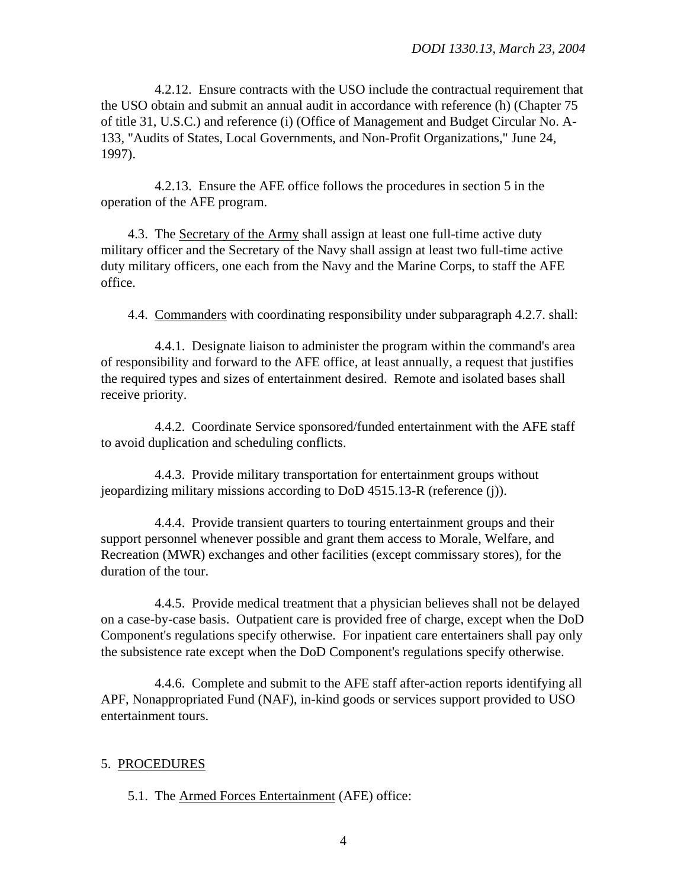4.2.12. Ensure contracts with the USO include the contractual requirement that the USO obtain and submit an annual audit in accordance with reference (h) (Chapter 75 of title 31, U.S.C.) and reference (i) (Office of Management and Budget Circular No. A-133, "Audits of States, Local Governments, and Non-Profit Organizations," June 24, 1997).

4.2.13. Ensure the AFE office follows the procedures in section 5 in the operation of the AFE program.

4.3. The Secretary of the Army shall assign at least one full-time active duty military officer and the Secretary of the Navy shall assign at least two full-time active duty military officers, one each from the Navy and the Marine Corps, to staff the AFE office.

4.4. Commanders with coordinating responsibility under subparagraph 4.2.7. shall:

4.4.1. Designate liaison to administer the program within the command's area of responsibility and forward to the AFE office, at least annually, a request that justifies the required types and sizes of entertainment desired. Remote and isolated bases shall receive priority.

4.4.2. Coordinate Service sponsored/funded entertainment with the AFE staff to avoid duplication and scheduling conflicts.

4.4.3. Provide military transportation for entertainment groups without jeopardizing military missions according to DoD 4515.13-R (reference (j)).

4.4.4. Provide transient quarters to touring entertainment groups and their support personnel whenever possible and grant them access to Morale, Welfare, and Recreation (MWR) exchanges and other facilities (except commissary stores), for the duration of the tour.

4.4.5. Provide medical treatment that a physician believes shall not be delayed on a case-by-case basis. Outpatient care is provided free of charge, except when the DoD Component's regulations specify otherwise. For inpatient care entertainers shall pay only the subsistence rate except when the DoD Component's regulations specify otherwise.

4.4.6. Complete and submit to the AFE staff after-action reports identifying all APF, Nonappropriated Fund (NAF), in-kind goods or services support provided to USO entertainment tours.

## 5. PROCEDURES

5.1. The Armed Forces Entertainment (AFE) office: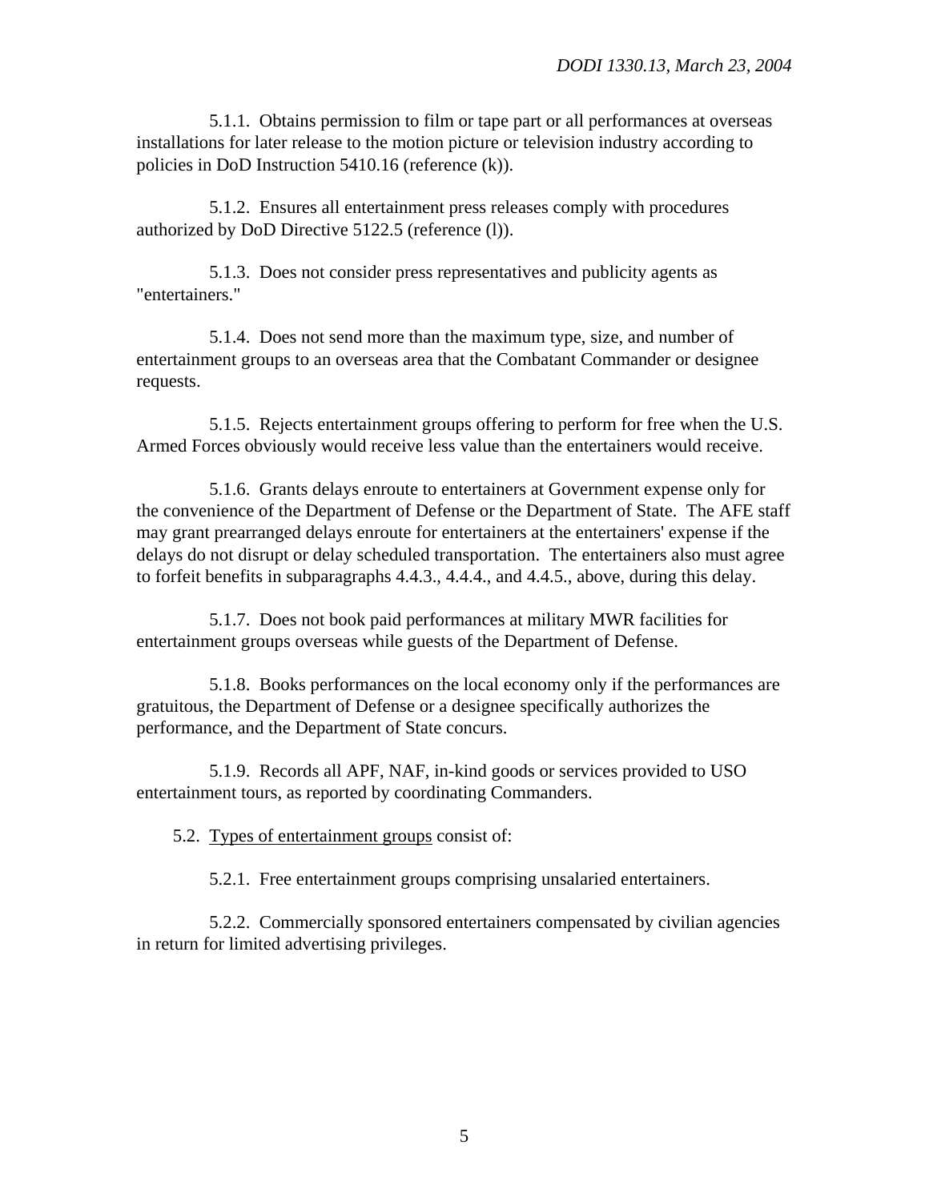5.1.1. Obtains permission to film or tape part or all performances at overseas installations for later release to the motion picture or television industry according to policies in DoD Instruction 5410.16 (reference (k)).

5.1.2. Ensures all entertainment press releases comply with procedures authorized by DoD Directive 5122.5 (reference (l)).

5.1.3. Does not consider press representatives and publicity agents as "entertainers."

5.1.4. Does not send more than the maximum type, size, and number of entertainment groups to an overseas area that the Combatant Commander or designee requests.

5.1.5. Rejects entertainment groups offering to perform for free when the U.S. Armed Forces obviously would receive less value than the entertainers would receive.

5.1.6. Grants delays enroute to entertainers at Government expense only for the convenience of the Department of Defense or the Department of State. The AFE staff may grant prearranged delays enroute for entertainers at the entertainers' expense if the delays do not disrupt or delay scheduled transportation. The entertainers also must agree to forfeit benefits in subparagraphs 4.4.3., 4.4.4., and 4.4.5., above, during this delay.

5.1.7. Does not book paid performances at military MWR facilities for entertainment groups overseas while guests of the Department of Defense.

5.1.8. Books performances on the local economy only if the performances are gratuitous, the Department of Defense or a designee specifically authorizes the performance, and the Department of State concurs.

5.1.9. Records all APF, NAF, in-kind goods or services provided to USO entertainment tours, as reported by coordinating Commanders.

5.2. Types of entertainment groups consist of:

5.2.1. Free entertainment groups comprising unsalaried entertainers.

5.2.2. Commercially sponsored entertainers compensated by civilian agencies in return for limited advertising privileges.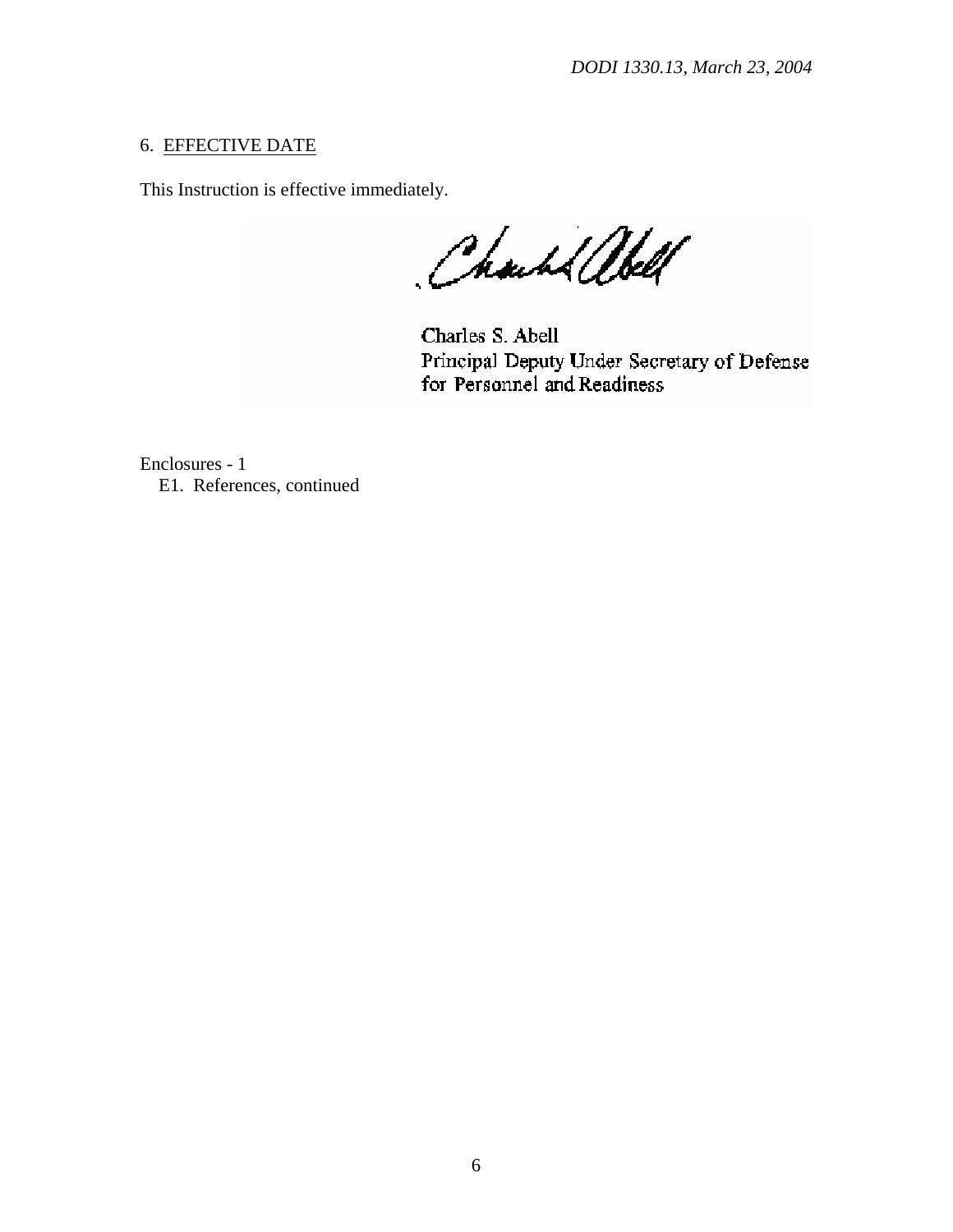## 6. EFFECTIVE DATE

This Instruction is effective immediately.

Charles S. Abell
Principal Deputy Under Secretary of Defense
for Personnel and Readiness

Enclosures - 1
E1. References, continued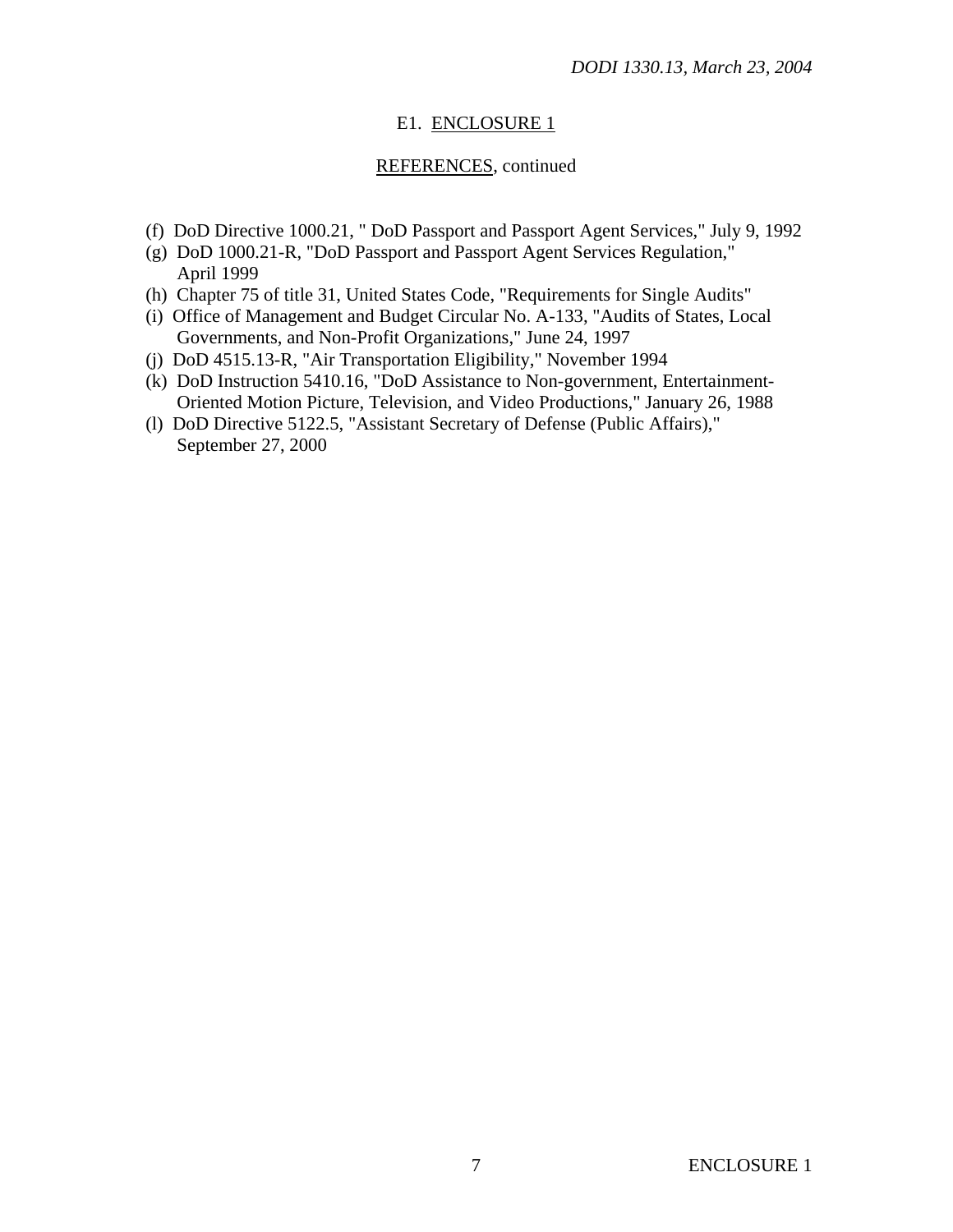## E1. ENCLOSURE 1

### REFERENCES, continued

(f) DoD Directive 1000.21, " DoD Passport and Passport Agent Services," July 9, 1992
(g) DoD 1000.21-R, "DoD Passport and Passport Agent Services Regulation," April 1999
(h) Chapter 75 of title 31, United States Code, "Requirements for Single Audits"
(i) Office of Management and Budget Circular No. A-133, "Audits of States, Local Governments, and Non-Profit Organizations," June 24, 1997
(j) DoD 4515.13-R, "Air Transportation Eligibility," November 1994
(k) DoD Instruction 5410.16, "DoD Assistance to Non-government, Entertainment-Oriented Motion Picture, Television, and Video Productions," January 26, 1988
(l) DoD Directive 5122.5, "Assistant Secretary of Defense (Public Affairs)," September 27, 2000